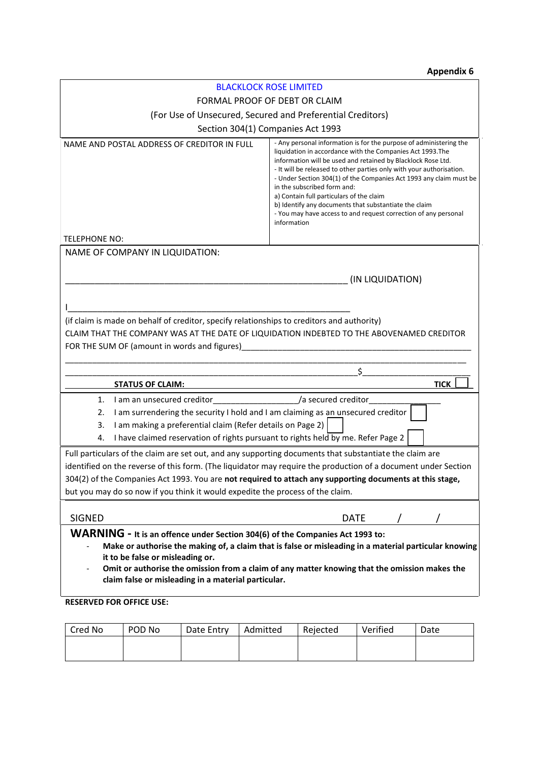**Appendix 6**

BLACKLOCK ROSE LIMITED

FORMAL PROOF OF DEBT OR CLAIM

(For Use of Unsecured, Secured and Preferential Creditors)

Section 304(1) Companies Act 1993

| NAME AND POSTAL ADDRESS OF CREDITOR IN FULL<br><br><br><br><br>TELEPHONE NO: | - Any personal information is for the purpose of administering the liquidation in accordance with the Companies Act 1993.The information will be used and retained by Blacklock Rose Ltd.<br>- It will be released to other parties only with your authorisation.<br>- Under Section 304(1) of the Companies Act 1993 any claim must be in the subscribed form and:<br>a) Contain full particulars of the claim<br>b) Identify any documents that substantiate the claim<br>- You may have access to and request correction of any personal information |
|---|---|

NAME OF COMPANY IN LIQUIDATION:

_____________________________________________________________ (IN LIQUIDATION)

I_____________________________________________________________

(if claim is made on behalf of creditor, specify relationships to creditors and authority)

CLAIM THAT THE COMPANY WAS AT THE DATE OF LIQUIDATION INDEBTED TO THE ABOVENAMED CREDITOR FOR THE SUM OF (amount in words and figures)_____________________________________________

_____________________________________________________________________________________

_____________________________________________________________$______________________

**STATUS OF CLAIM:** **TICK** ☐

1. I am an unsecured creditor__________________/a secured creditor_______________
2. I am surrendering the security I hold and I am claiming as an unsecured creditor ☐
3. I am making a preferential claim (Refer details on Page 2) ☐
4. I have claimed reservation of rights pursuant to rights held by me. Refer Page 2 ☐

Full particulars of the claim are set out, and any supporting documents that substantiate the claim are identified on the reverse of this form. (The liquidator may require the production of a document under Section 304(2) of the Companies Act 1993. You are **not required to attach any supporting documents at this stage,** but you may do so now if you think it would expedite the process of the claim.

SIGNED DATE / /

**WARNING - It is an offence under Section 304(6) of the Companies Act 1993 to:**

- **Make or authorise the making of, a claim that is false or misleading in a material particular knowing it to be false or misleading or.**
- **Omit or authorise the omission from a claim of any matter knowing that the omission makes the claim false or misleading in a material particular.**

**RESERVED FOR OFFICE USE:**

| Cred No | POD No | Date Entry | Admitted | Rejected | Verified | Date |
|---|---|---|---|---|---|---|
| | | | | | | |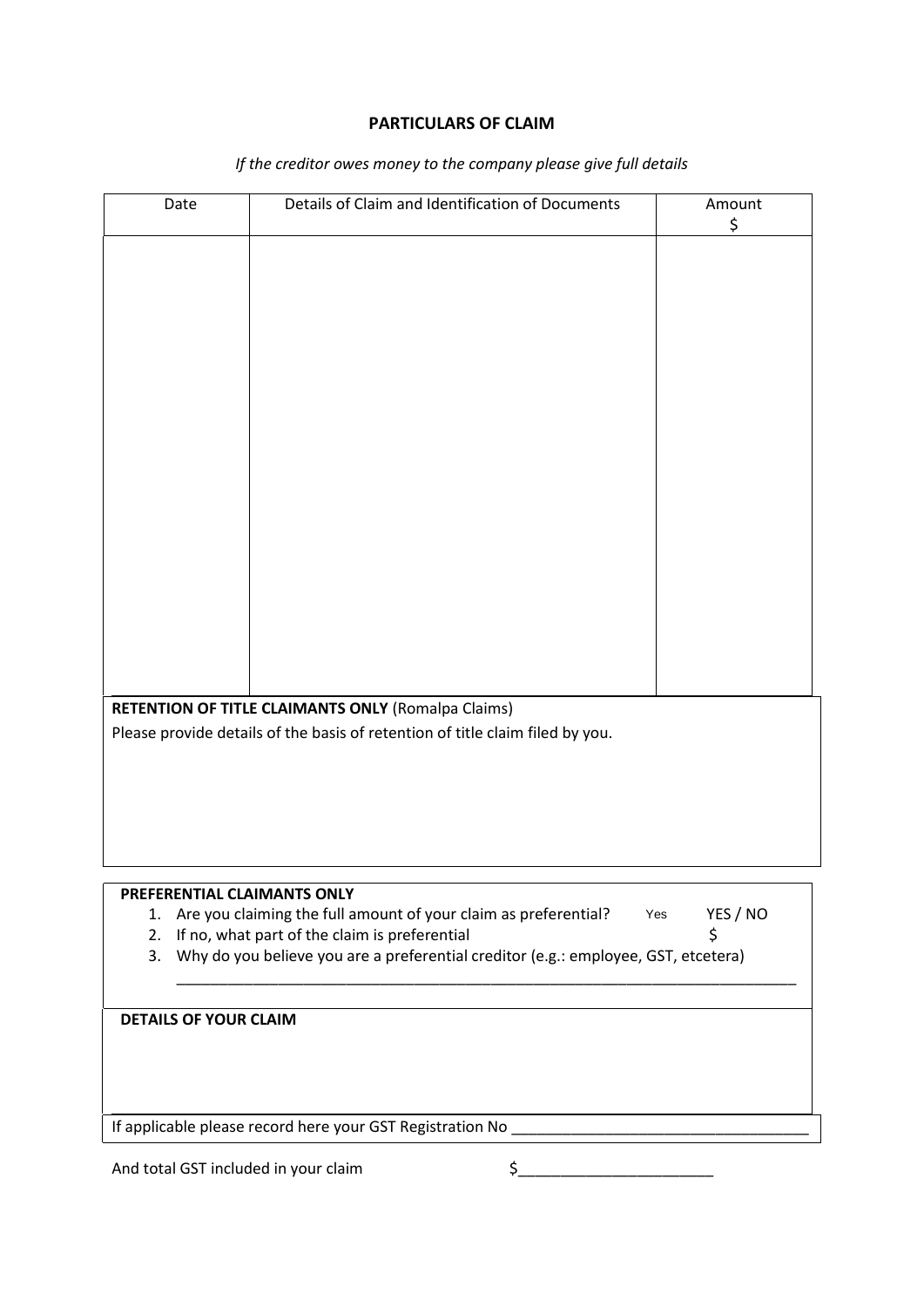**PARTICULARS OF CLAIM**

*If the creditor owes money to the company please give full details*

| Date | Details of Claim and Identification of Documents | Amount $ |
|---|---|---|
| | | |

**RETENTION OF TITLE CLAIMANTS ONLY** (Romalpa Claims)

Please provide details of the basis of retention of title claim filed by you.

**PREFERENTIAL CLAIMANTS ONLY**

1. Are you claiming the full amount of your claim as preferential? Yes YES / NO
2. If no, what part of the claim is preferential $
3. Why do you believe you are a preferential creditor (e.g.: employee, GST, etcetera)

___________________________________________________________________________

**DETAILS OF YOUR CLAIM**

If applicable please record here your GST Registration No ___________________________________

And total GST included in your claim $______________________